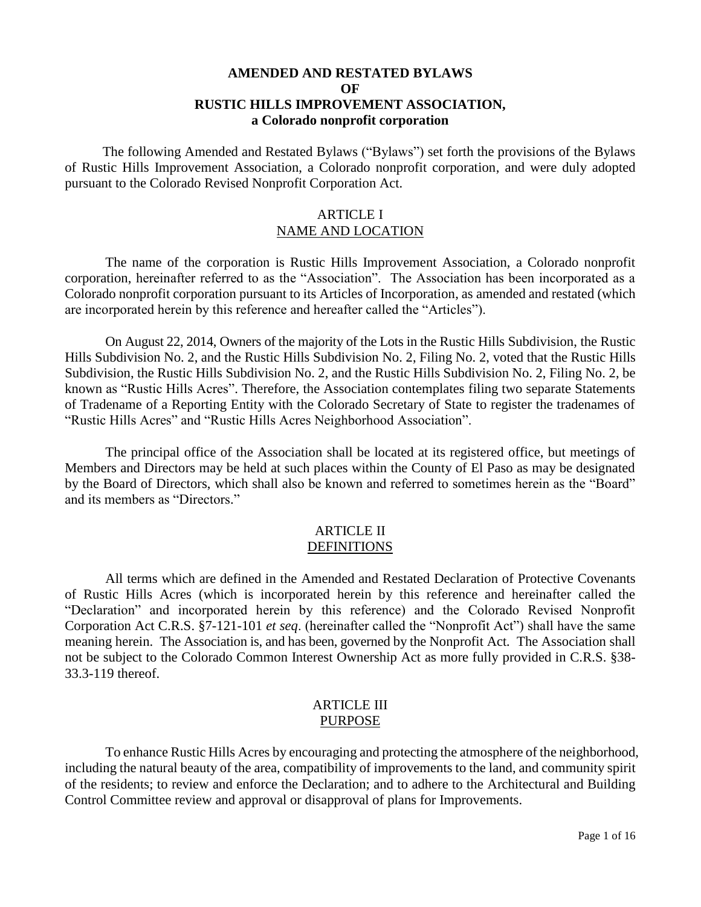**AMENDED AND RESTATED BYLAWS**
**OF**
**RUSTIC HILLS IMPROVEMENT ASSOCIATION,**
**a Colorado nonprofit corporation**

The following Amended and Restated Bylaws ("Bylaws") set forth the provisions of the Bylaws of Rustic Hills Improvement Association, a Colorado nonprofit corporation, and were duly adopted pursuant to the Colorado Revised Nonprofit Corporation Act.

## ARTICLE I
## NAME AND LOCATION

The name of the corporation is Rustic Hills Improvement Association, a Colorado nonprofit corporation, hereinafter referred to as the "Association". The Association has been incorporated as a Colorado nonprofit corporation pursuant to its Articles of Incorporation, as amended and restated (which are incorporated herein by this reference and hereafter called the "Articles").

On August 22, 2014, Owners of the majority of the Lots in the Rustic Hills Subdivision, the Rustic Hills Subdivision No. 2, and the Rustic Hills Subdivision No. 2, Filing No. 2, voted that the Rustic Hills Subdivision, the Rustic Hills Subdivision No. 2, and the Rustic Hills Subdivision No. 2, Filing No. 2, be known as "Rustic Hills Acres". Therefore, the Association contemplates filing two separate Statements of Tradename of a Reporting Entity with the Colorado Secretary of State to register the tradenames of "Rustic Hills Acres" and "Rustic Hills Acres Neighborhood Association".

The principal office of the Association shall be located at its registered office, but meetings of Members and Directors may be held at such places within the County of El Paso as may be designated by the Board of Directors, which shall also be known and referred to sometimes herein as the "Board" and its members as "Directors."

## ARTICLE II
## DEFINITIONS

All terms which are defined in the Amended and Restated Declaration of Protective Covenants of Rustic Hills Acres (which is incorporated herein by this reference and hereinafter called the "Declaration" and incorporated herein by this reference) and the Colorado Revised Nonprofit Corporation Act C.R.S. §7-121-101 *et seq*. (hereinafter called the "Nonprofit Act") shall have the same meaning herein. The Association is, and has been, governed by the Nonprofit Act. The Association shall not be subject to the Colorado Common Interest Ownership Act as more fully provided in C.R.S. §38-33.3-119 thereof.

## ARTICLE III
## PURPOSE

To enhance Rustic Hills Acres by encouraging and protecting the atmosphere of the neighborhood, including the natural beauty of the area, compatibility of improvements to the land, and community spirit of the residents; to review and enforce the Declaration; and to adhere to the Architectural and Building Control Committee review and approval or disapproval of plans for Improvements.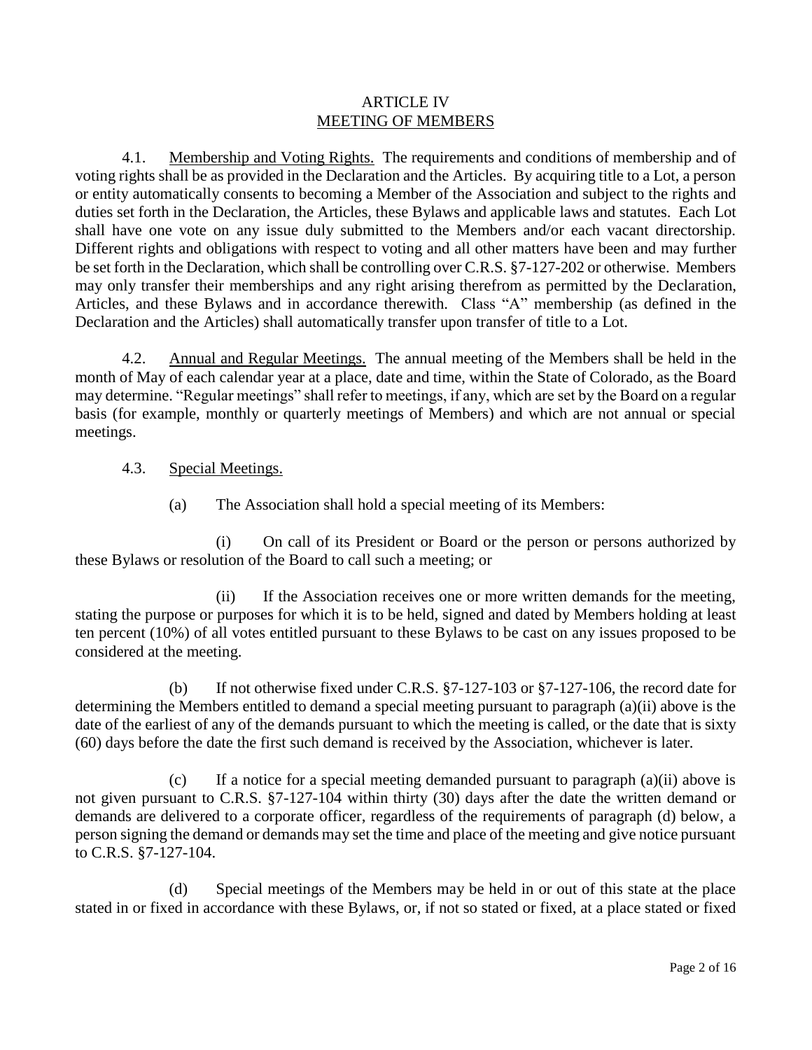# ARTICLE IV
## MEETING OF MEMBERS

4.1. Membership and Voting Rights. The requirements and conditions of membership and of voting rights shall be as provided in the Declaration and the Articles. By acquiring title to a Lot, a person or entity automatically consents to becoming a Member of the Association and subject to the rights and duties set forth in the Declaration, the Articles, these Bylaws and applicable laws and statutes. Each Lot shall have one vote on any issue duly submitted to the Members and/or each vacant directorship. Different rights and obligations with respect to voting and all other matters have been and may further be set forth in the Declaration, which shall be controlling over C.R.S. §7-127-202 or otherwise. Members may only transfer their memberships and any right arising therefrom as permitted by the Declaration, Articles, and these Bylaws and in accordance therewith. Class "A" membership (as defined in the Declaration and the Articles) shall automatically transfer upon transfer of title to a Lot.

4.2. Annual and Regular Meetings. The annual meeting of the Members shall be held in the month of May of each calendar year at a place, date and time, within the State of Colorado, as the Board may determine. "Regular meetings" shall refer to meetings, if any, which are set by the Board on a regular basis (for example, monthly or quarterly meetings of Members) and which are not annual or special meetings.

4.3. Special Meetings.

(a) The Association shall hold a special meeting of its Members:

(i) On call of its President or Board or the person or persons authorized by these Bylaws or resolution of the Board to call such a meeting; or

(ii) If the Association receives one or more written demands for the meeting, stating the purpose or purposes for which it is to be held, signed and dated by Members holding at least ten percent (10%) of all votes entitled pursuant to these Bylaws to be cast on any issues proposed to be considered at the meeting.

(b) If not otherwise fixed under C.R.S. §7-127-103 or §7-127-106, the record date for determining the Members entitled to demand a special meeting pursuant to paragraph (a)(ii) above is the date of the earliest of any of the demands pursuant to which the meeting is called, or the date that is sixty (60) days before the date the first such demand is received by the Association, whichever is later.

(c) If a notice for a special meeting demanded pursuant to paragraph (a)(ii) above is not given pursuant to C.R.S. §7-127-104 within thirty (30) days after the date the written demand or demands are delivered to a corporate officer, regardless of the requirements of paragraph (d) below, a person signing the demand or demands may set the time and place of the meeting and give notice pursuant to C.R.S. §7-127-104.

(d) Special meetings of the Members may be held in or out of this state at the place stated in or fixed in accordance with these Bylaws, or, if not so stated or fixed, at a place stated or fixed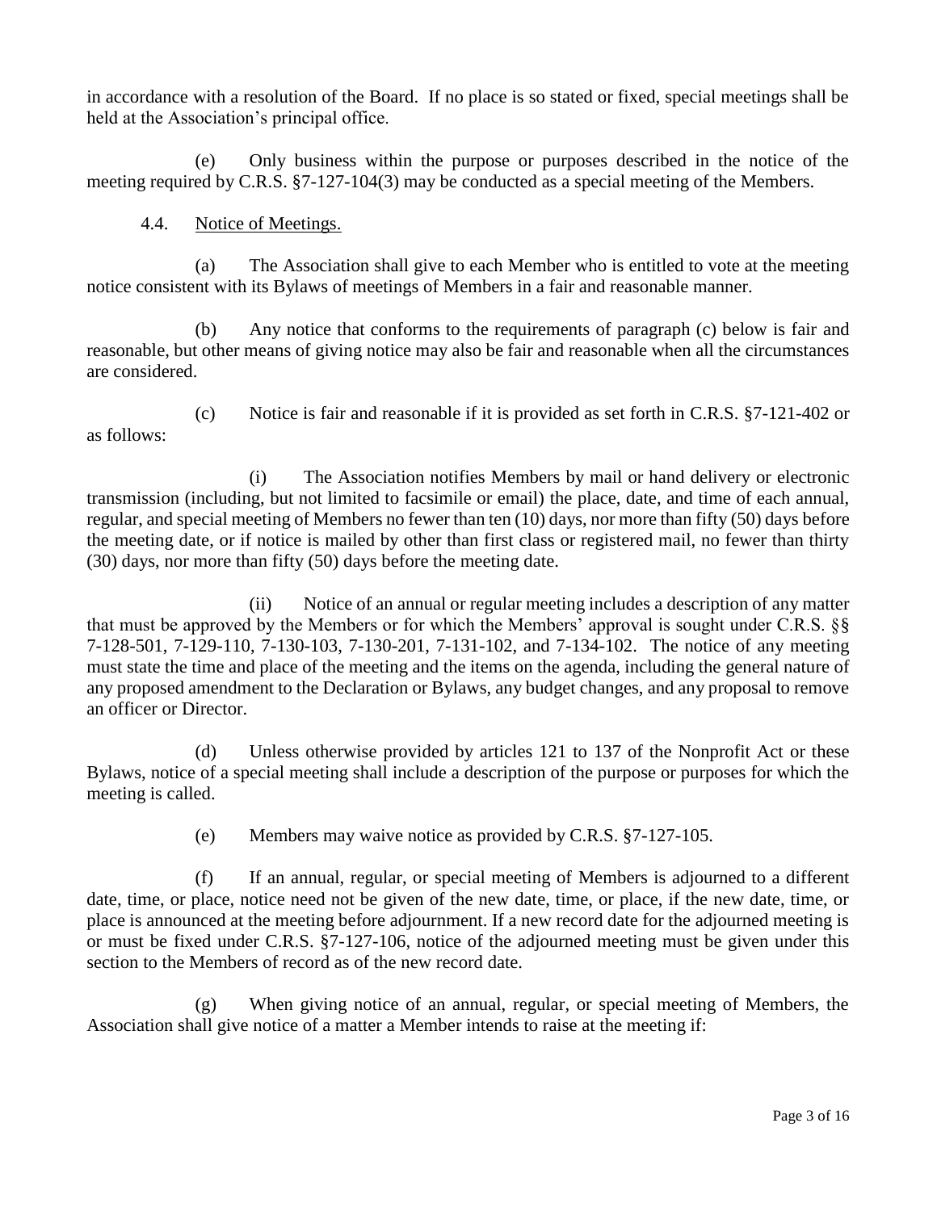in accordance with a resolution of the Board. If no place is so stated or fixed, special meetings shall be held at the Association's principal office.

(e) Only business within the purpose or purposes described in the notice of the meeting required by C.R.S. §7-127-104(3) may be conducted as a special meeting of the Members.

4.4. Notice of Meetings.

(a) The Association shall give to each Member who is entitled to vote at the meeting notice consistent with its Bylaws of meetings of Members in a fair and reasonable manner.

(b) Any notice that conforms to the requirements of paragraph (c) below is fair and reasonable, but other means of giving notice may also be fair and reasonable when all the circumstances are considered.

(c) Notice is fair and reasonable if it is provided as set forth in C.R.S. §7-121-402 or as follows:

(i) The Association notifies Members by mail or hand delivery or electronic transmission (including, but not limited to facsimile or email) the place, date, and time of each annual, regular, and special meeting of Members no fewer than ten (10) days, nor more than fifty (50) days before the meeting date, or if notice is mailed by other than first class or registered mail, no fewer than thirty (30) days, nor more than fifty (50) days before the meeting date.

(ii) Notice of an annual or regular meeting includes a description of any matter that must be approved by the Members or for which the Members' approval is sought under C.R.S. §§ 7-128-501, 7-129-110, 7-130-103, 7-130-201, 7-131-102, and 7-134-102. The notice of any meeting must state the time and place of the meeting and the items on the agenda, including the general nature of any proposed amendment to the Declaration or Bylaws, any budget changes, and any proposal to remove an officer or Director.

(d) Unless otherwise provided by articles 121 to 137 of the Nonprofit Act or these Bylaws, notice of a special meeting shall include a description of the purpose or purposes for which the meeting is called.

(e) Members may waive notice as provided by C.R.S. §7-127-105.

(f) If an annual, regular, or special meeting of Members is adjourned to a different date, time, or place, notice need not be given of the new date, time, or place, if the new date, time, or place is announced at the meeting before adjournment. If a new record date for the adjourned meeting is or must be fixed under C.R.S. §7-127-106, notice of the adjourned meeting must be given under this section to the Members of record as of the new record date.

(g) When giving notice of an annual, regular, or special meeting of Members, the Association shall give notice of a matter a Member intends to raise at the meeting if: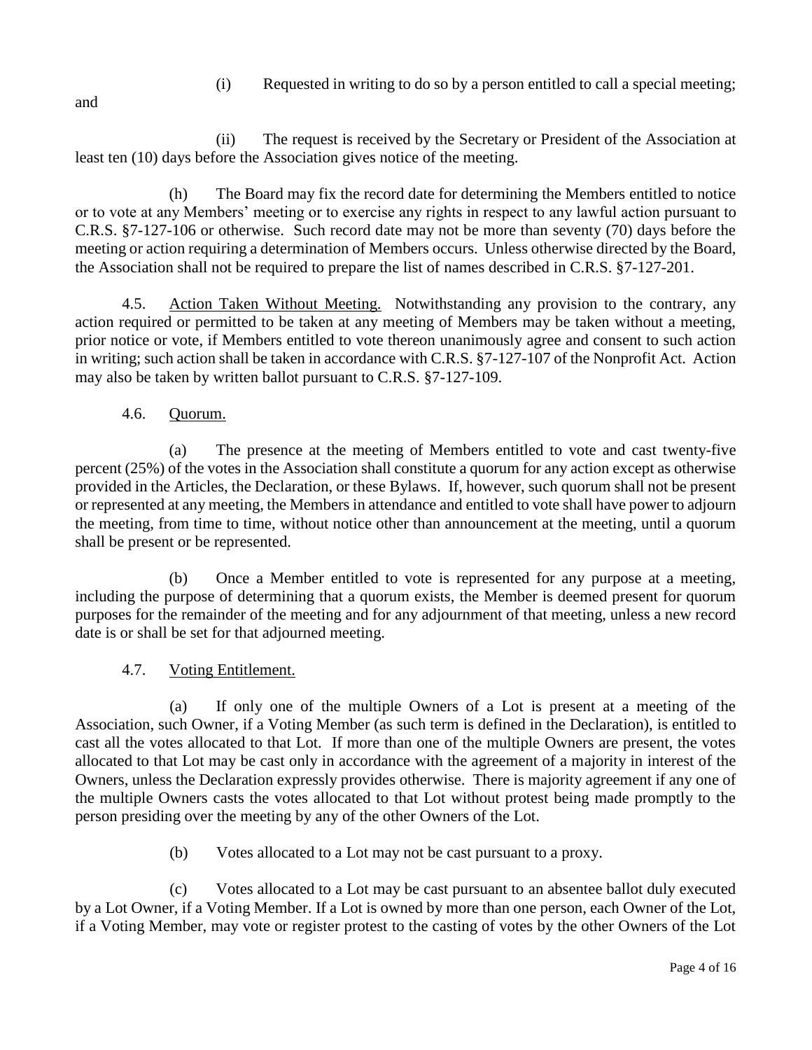(i) Requested in writing to do so by a person entitled to call a special meeting; and

(ii) The request is received by the Secretary or President of the Association at least ten (10) days before the Association gives notice of the meeting.

(h) The Board may fix the record date for determining the Members entitled to notice or to vote at any Members' meeting or to exercise any rights in respect to any lawful action pursuant to C.R.S. §7-127-106 or otherwise. Such record date may not be more than seventy (70) days before the meeting or action requiring a determination of Members occurs. Unless otherwise directed by the Board, the Association shall not be required to prepare the list of names described in C.R.S. §7-127-201.

4.5. Action Taken Without Meeting. Notwithstanding any provision to the contrary, any action required or permitted to be taken at any meeting of Members may be taken without a meeting, prior notice or vote, if Members entitled to vote thereon unanimously agree and consent to such action in writing; such action shall be taken in accordance with C.R.S. §7-127-107 of the Nonprofit Act. Action may also be taken by written ballot pursuant to C.R.S. §7-127-109.

4.6. Quorum.

(a) The presence at the meeting of Members entitled to vote and cast twenty-five percent (25%) of the votes in the Association shall constitute a quorum for any action except as otherwise provided in the Articles, the Declaration, or these Bylaws. If, however, such quorum shall not be present or represented at any meeting, the Members in attendance and entitled to vote shall have power to adjourn the meeting, from time to time, without notice other than announcement at the meeting, until a quorum shall be present or be represented.

(b) Once a Member entitled to vote is represented for any purpose at a meeting, including the purpose of determining that a quorum exists, the Member is deemed present for quorum purposes for the remainder of the meeting and for any adjournment of that meeting, unless a new record date is or shall be set for that adjourned meeting.

4.7. Voting Entitlement.

(a) If only one of the multiple Owners of a Lot is present at a meeting of the Association, such Owner, if a Voting Member (as such term is defined in the Declaration), is entitled to cast all the votes allocated to that Lot. If more than one of the multiple Owners are present, the votes allocated to that Lot may be cast only in accordance with the agreement of a majority in interest of the Owners, unless the Declaration expressly provides otherwise. There is majority agreement if any one of the multiple Owners casts the votes allocated to that Lot without protest being made promptly to the person presiding over the meeting by any of the other Owners of the Lot.

(b) Votes allocated to a Lot may not be cast pursuant to a proxy.

(c) Votes allocated to a Lot may be cast pursuant to an absentee ballot duly executed by a Lot Owner, if a Voting Member. If a Lot is owned by more than one person, each Owner of the Lot, if a Voting Member, may vote or register protest to the casting of votes by the other Owners of the Lot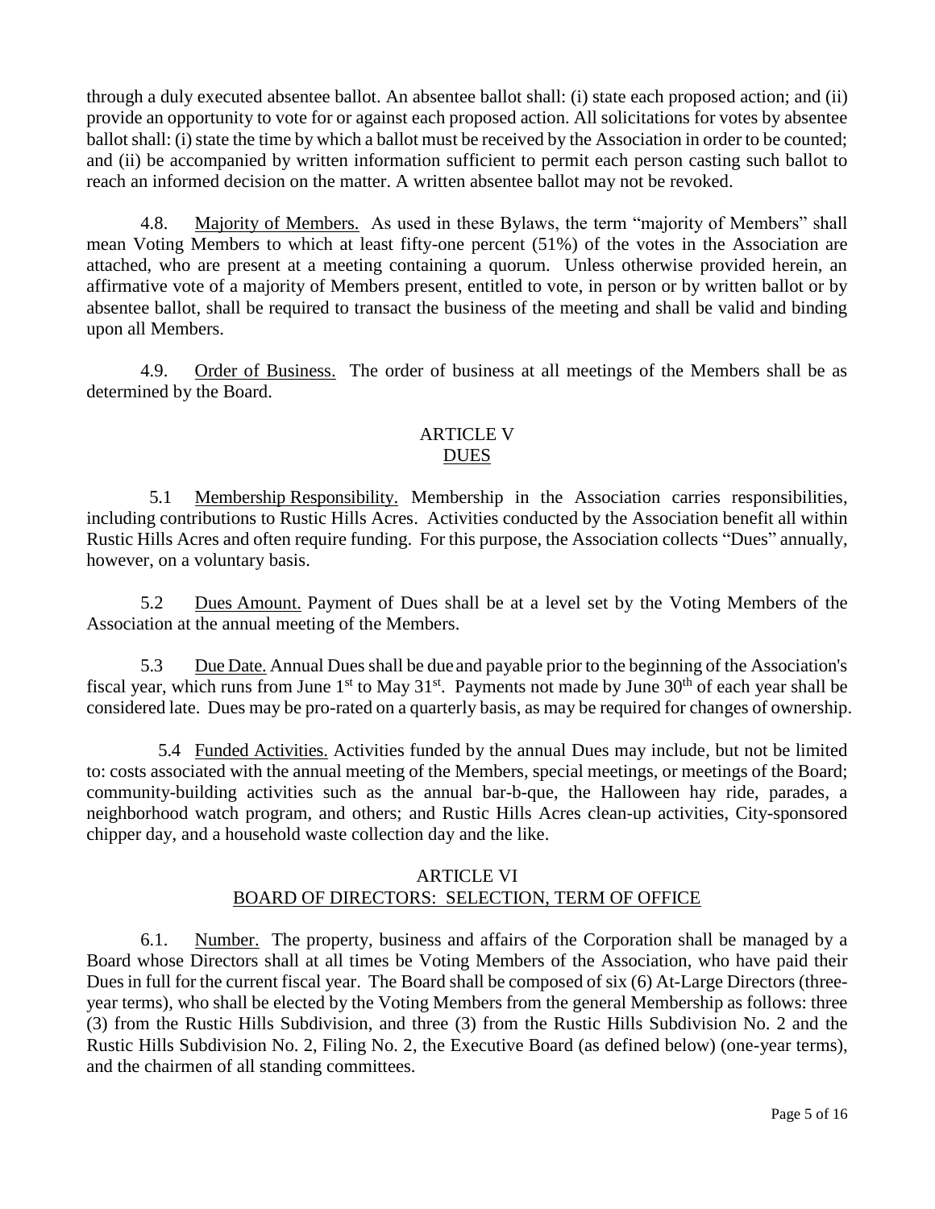through a duly executed absentee ballot. An absentee ballot shall: (i) state each proposed action; and (ii) provide an opportunity to vote for or against each proposed action. All solicitations for votes by absentee ballot shall: (i) state the time by which a ballot must be received by the Association in order to be counted; and (ii) be accompanied by written information sufficient to permit each person casting such ballot to reach an informed decision on the matter. A written absentee ballot may not be revoked.

4.8. Majority of Members. As used in these Bylaws, the term "majority of Members" shall mean Voting Members to which at least fifty-one percent (51%) of the votes in the Association are attached, who are present at a meeting containing a quorum. Unless otherwise provided herein, an affirmative vote of a majority of Members present, entitled to vote, in person or by written ballot or by absentee ballot, shall be required to transact the business of the meeting and shall be valid and binding upon all Members.

4.9. Order of Business. The order of business at all meetings of the Members shall be as determined by the Board.

## ARTICLE V
## DUES

5.1 Membership Responsibility. Membership in the Association carries responsibilities, including contributions to Rustic Hills Acres. Activities conducted by the Association benefit all within Rustic Hills Acres and often require funding. For this purpose, the Association collects "Dues" annually, however, on a voluntary basis.

5.2 Dues Amount. Payment of Dues shall be at a level set by the Voting Members of the Association at the annual meeting of the Members.

5.3 Due Date. Annual Dues shall be due and payable prior to the beginning of the Association's fiscal year, which runs from June 1st to May 31st. Payments not made by June 30th of each year shall be considered late. Dues may be pro-rated on a quarterly basis, as may be required for changes of ownership.

5.4 Funded Activities. Activities funded by the annual Dues may include, but not be limited to: costs associated with the annual meeting of the Members, special meetings, or meetings of the Board; community-building activities such as the annual bar-b-que, the Halloween hay ride, parades, a neighborhood watch program, and others; and Rustic Hills Acres clean-up activities, City-sponsored chipper day, and a household waste collection day and the like.

## ARTICLE VI
## BOARD OF DIRECTORS: SELECTION, TERM OF OFFICE

6.1. Number. The property, business and affairs of the Corporation shall be managed by a Board whose Directors shall at all times be Voting Members of the Association, who have paid their Dues in full for the current fiscal year. The Board shall be composed of six (6) At-Large Directors (three-year terms), who shall be elected by the Voting Members from the general Membership as follows: three (3) from the Rustic Hills Subdivision, and three (3) from the Rustic Hills Subdivision No. 2 and the Rustic Hills Subdivision No. 2, Filing No. 2, the Executive Board (as defined below) (one-year terms), and the chairmen of all standing committees.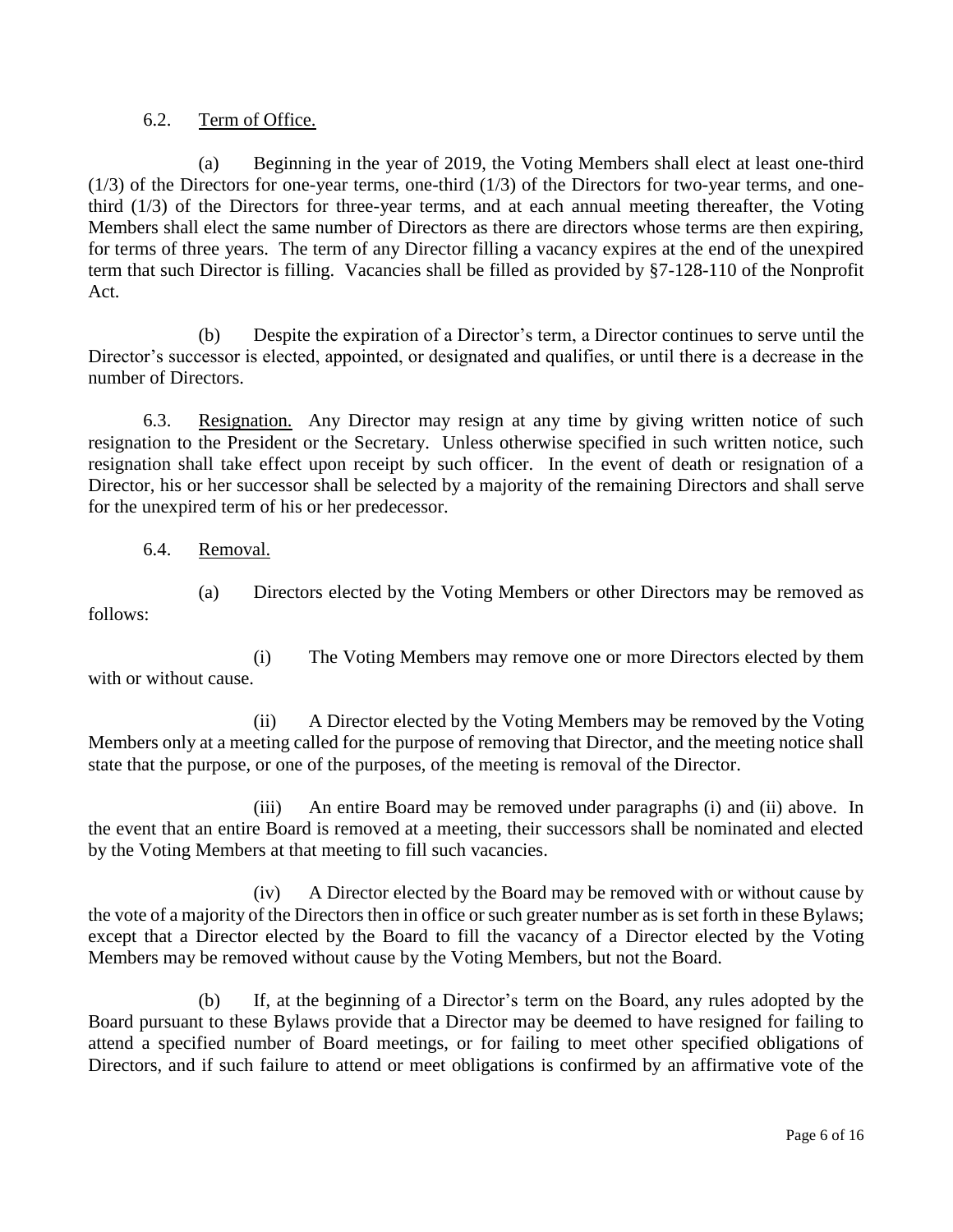6.2. Term of Office.

(a) Beginning in the year of 2019, the Voting Members shall elect at least one-third (1/3) of the Directors for one-year terms, one-third (1/3) of the Directors for two-year terms, and one-third (1/3) of the Directors for three-year terms, and at each annual meeting thereafter, the Voting Members shall elect the same number of Directors as there are directors whose terms are then expiring, for terms of three years. The term of any Director filling a vacancy expires at the end of the unexpired term that such Director is filling. Vacancies shall be filled as provided by §7-128-110 of the Nonprofit Act.

(b) Despite the expiration of a Director's term, a Director continues to serve until the Director's successor is elected, appointed, or designated and qualifies, or until there is a decrease in the number of Directors.

6.3. Resignation. Any Director may resign at any time by giving written notice of such resignation to the President or the Secretary. Unless otherwise specified in such written notice, such resignation shall take effect upon receipt by such officer. In the event of death or resignation of a Director, his or her successor shall be selected by a majority of the remaining Directors and shall serve for the unexpired term of his or her predecessor.

6.4. Removal.

(a) Directors elected by the Voting Members or other Directors may be removed as follows:

(i) The Voting Members may remove one or more Directors elected by them with or without cause.

(ii) A Director elected by the Voting Members may be removed by the Voting Members only at a meeting called for the purpose of removing that Director, and the meeting notice shall state that the purpose, or one of the purposes, of the meeting is removal of the Director.

(iii) An entire Board may be removed under paragraphs (i) and (ii) above. In the event that an entire Board is removed at a meeting, their successors shall be nominated and elected by the Voting Members at that meeting to fill such vacancies.

(iv) A Director elected by the Board may be removed with or without cause by the vote of a majority of the Directors then in office or such greater number as is set forth in these Bylaws; except that a Director elected by the Board to fill the vacancy of a Director elected by the Voting Members may be removed without cause by the Voting Members, but not the Board.

(b) If, at the beginning of a Director's term on the Board, any rules adopted by the Board pursuant to these Bylaws provide that a Director may be deemed to have resigned for failing to attend a specified number of Board meetings, or for failing to meet other specified obligations of Directors, and if such failure to attend or meet obligations is confirmed by an affirmative vote of the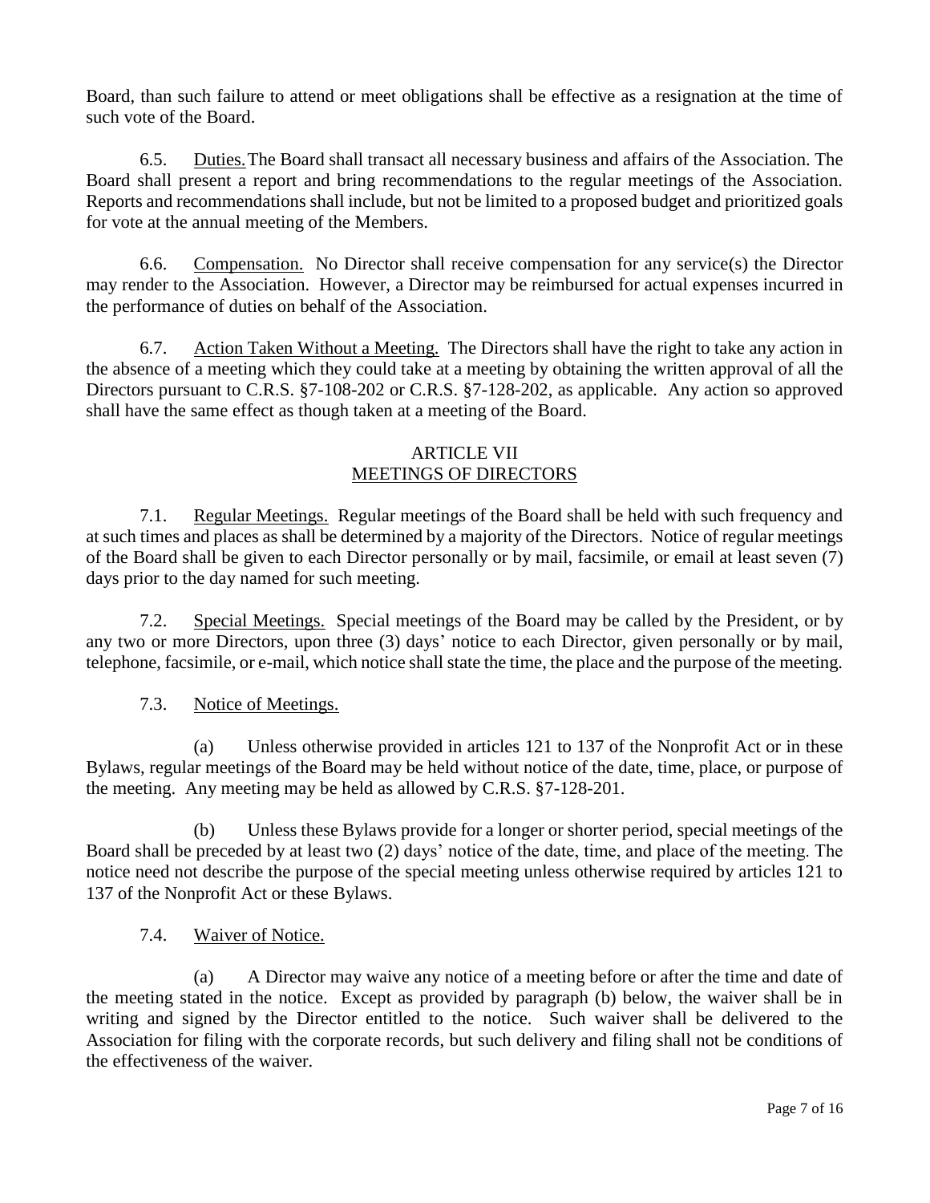Board, than such failure to attend or meet obligations shall be effective as a resignation at the time of such vote of the Board.

6.5. Duties. The Board shall transact all necessary business and affairs of the Association. The Board shall present a report and bring recommendations to the regular meetings of the Association. Reports and recommendations shall include, but not be limited to a proposed budget and prioritized goals for vote at the annual meeting of the Members.

6.6. Compensation. No Director shall receive compensation for any service(s) the Director may render to the Association. However, a Director may be reimbursed for actual expenses incurred in the performance of duties on behalf of the Association.

6.7. Action Taken Without a Meeting. The Directors shall have the right to take any action in the absence of a meeting which they could take at a meeting by obtaining the written approval of all the Directors pursuant to C.R.S. §7-108-202 or C.R.S. §7-128-202, as applicable. Any action so approved shall have the same effect as though taken at a meeting of the Board.

## ARTICLE VII
## MEETINGS OF DIRECTORS

7.1. Regular Meetings. Regular meetings of the Board shall be held with such frequency and at such times and places as shall be determined by a majority of the Directors. Notice of regular meetings of the Board shall be given to each Director personally or by mail, facsimile, or email at least seven (7) days prior to the day named for such meeting.

7.2. Special Meetings. Special meetings of the Board may be called by the President, or by any two or more Directors, upon three (3) days' notice to each Director, given personally or by mail, telephone, facsimile, or e-mail, which notice shall state the time, the place and the purpose of the meeting.

7.3. Notice of Meetings.

(a) Unless otherwise provided in articles 121 to 137 of the Nonprofit Act or in these Bylaws, regular meetings of the Board may be held without notice of the date, time, place, or purpose of the meeting. Any meeting may be held as allowed by C.R.S. §7-128-201.

(b) Unless these Bylaws provide for a longer or shorter period, special meetings of the Board shall be preceded by at least two (2) days' notice of the date, time, and place of the meeting. The notice need not describe the purpose of the special meeting unless otherwise required by articles 121 to 137 of the Nonprofit Act or these Bylaws.

7.4. Waiver of Notice.

(a) A Director may waive any notice of a meeting before or after the time and date of the meeting stated in the notice. Except as provided by paragraph (b) below, the waiver shall be in writing and signed by the Director entitled to the notice. Such waiver shall be delivered to the Association for filing with the corporate records, but such delivery and filing shall not be conditions of the effectiveness of the waiver.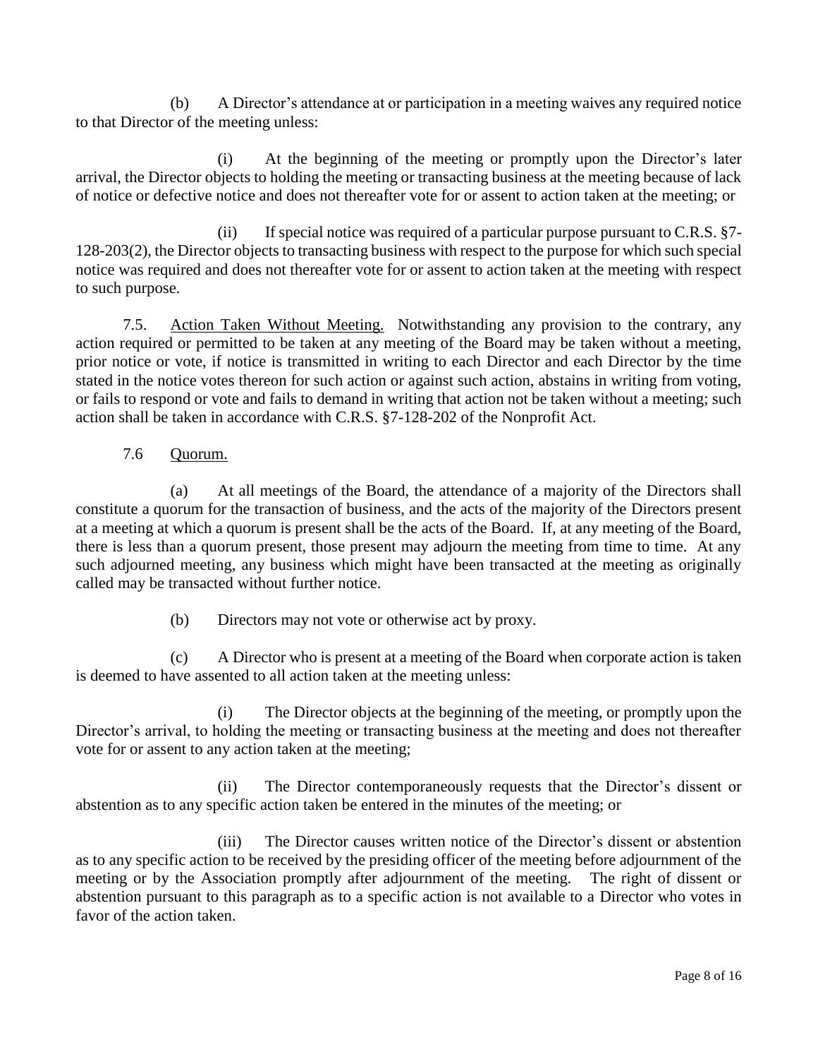(b) A Director's attendance at or participation in a meeting waives any required notice to that Director of the meeting unless:

(i) At the beginning of the meeting or promptly upon the Director's later arrival, the Director objects to holding the meeting or transacting business at the meeting because of lack of notice or defective notice and does not thereafter vote for or assent to action taken at the meeting; or

(ii) If special notice was required of a particular purpose pursuant to C.R.S. §7-128-203(2), the Director objects to transacting business with respect to the purpose for which such special notice was required and does not thereafter vote for or assent to action taken at the meeting with respect to such purpose.

7.5. Action Taken Without Meeting. Notwithstanding any provision to the contrary, any action required or permitted to be taken at any meeting of the Board may be taken without a meeting, prior notice or vote, if notice is transmitted in writing to each Director and each Director by the time stated in the notice votes thereon for such action or against such action, abstains in writing from voting, or fails to respond or vote and fails to demand in writing that action not be taken without a meeting; such action shall be taken in accordance with C.R.S. §7-128-202 of the Nonprofit Act.

7.6 Quorum.

(a) At all meetings of the Board, the attendance of a majority of the Directors shall constitute a quorum for the transaction of business, and the acts of the majority of the Directors present at a meeting at which a quorum is present shall be the acts of the Board. If, at any meeting of the Board, there is less than a quorum present, those present may adjourn the meeting from time to time. At any such adjourned meeting, any business which might have been transacted at the meeting as originally called may be transacted without further notice.

(b) Directors may not vote or otherwise act by proxy.

(c) A Director who is present at a meeting of the Board when corporate action is taken is deemed to have assented to all action taken at the meeting unless:

(i) The Director objects at the beginning of the meeting, or promptly upon the Director's arrival, to holding the meeting or transacting business at the meeting and does not thereafter vote for or assent to any action taken at the meeting;

(ii) The Director contemporaneously requests that the Director's dissent or abstention as to any specific action taken be entered in the minutes of the meeting; or

(iii) The Director causes written notice of the Director's dissent or abstention as to any specific action to be received by the presiding officer of the meeting before adjournment of the meeting or by the Association promptly after adjournment of the meeting. The right of dissent or abstention pursuant to this paragraph as to a specific action is not available to a Director who votes in favor of the action taken.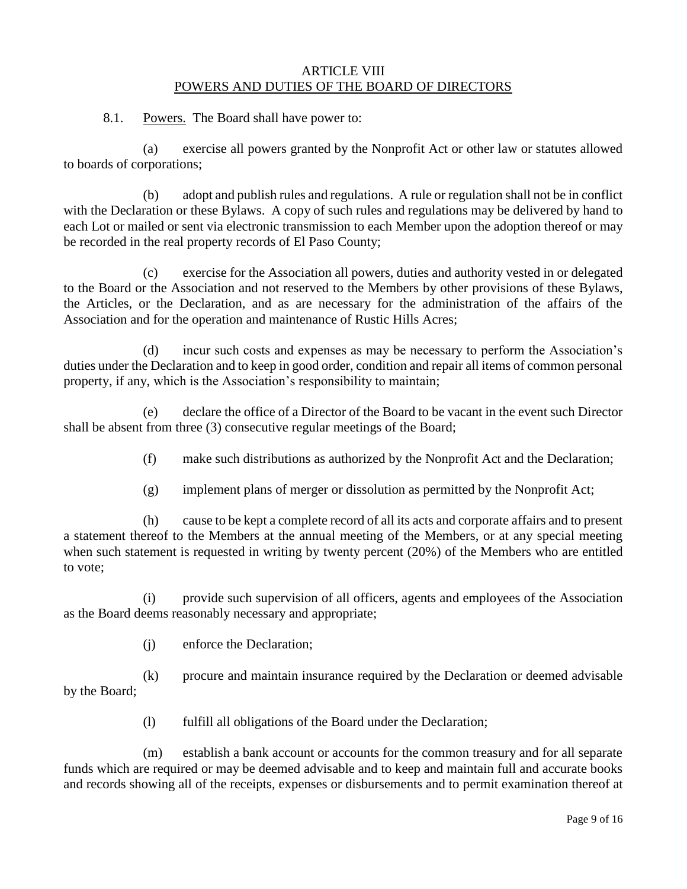# ARTICLE VIII
## POWERS AND DUTIES OF THE BOARD OF DIRECTORS

8.1. Powers. The Board shall have power to:

(a) exercise all powers granted by the Nonprofit Act or other law or statutes allowed to boards of corporations;

(b) adopt and publish rules and regulations. A rule or regulation shall not be in conflict with the Declaration or these Bylaws. A copy of such rules and regulations may be delivered by hand to each Lot or mailed or sent via electronic transmission to each Member upon the adoption thereof or may be recorded in the real property records of El Paso County;

(c) exercise for the Association all powers, duties and authority vested in or delegated to the Board or the Association and not reserved to the Members by other provisions of these Bylaws, the Articles, or the Declaration, and as are necessary for the administration of the affairs of the Association and for the operation and maintenance of Rustic Hills Acres;

(d) incur such costs and expenses as may be necessary to perform the Association's duties under the Declaration and to keep in good order, condition and repair all items of common personal property, if any, which is the Association's responsibility to maintain;

(e) declare the office of a Director of the Board to be vacant in the event such Director shall be absent from three (3) consecutive regular meetings of the Board;

(f) make such distributions as authorized by the Nonprofit Act and the Declaration;

(g) implement plans of merger or dissolution as permitted by the Nonprofit Act;

(h) cause to be kept a complete record of all its acts and corporate affairs and to present a statement thereof to the Members at the annual meeting of the Members, or at any special meeting when such statement is requested in writing by twenty percent (20%) of the Members who are entitled to vote;

(i) provide such supervision of all officers, agents and employees of the Association as the Board deems reasonably necessary and appropriate;

(j) enforce the Declaration;

(k) procure and maintain insurance required by the Declaration or deemed advisable by the Board;

(l) fulfill all obligations of the Board under the Declaration;

(m) establish a bank account or accounts for the common treasury and for all separate funds which are required or may be deemed advisable and to keep and maintain full and accurate books and records showing all of the receipts, expenses or disbursements and to permit examination thereof at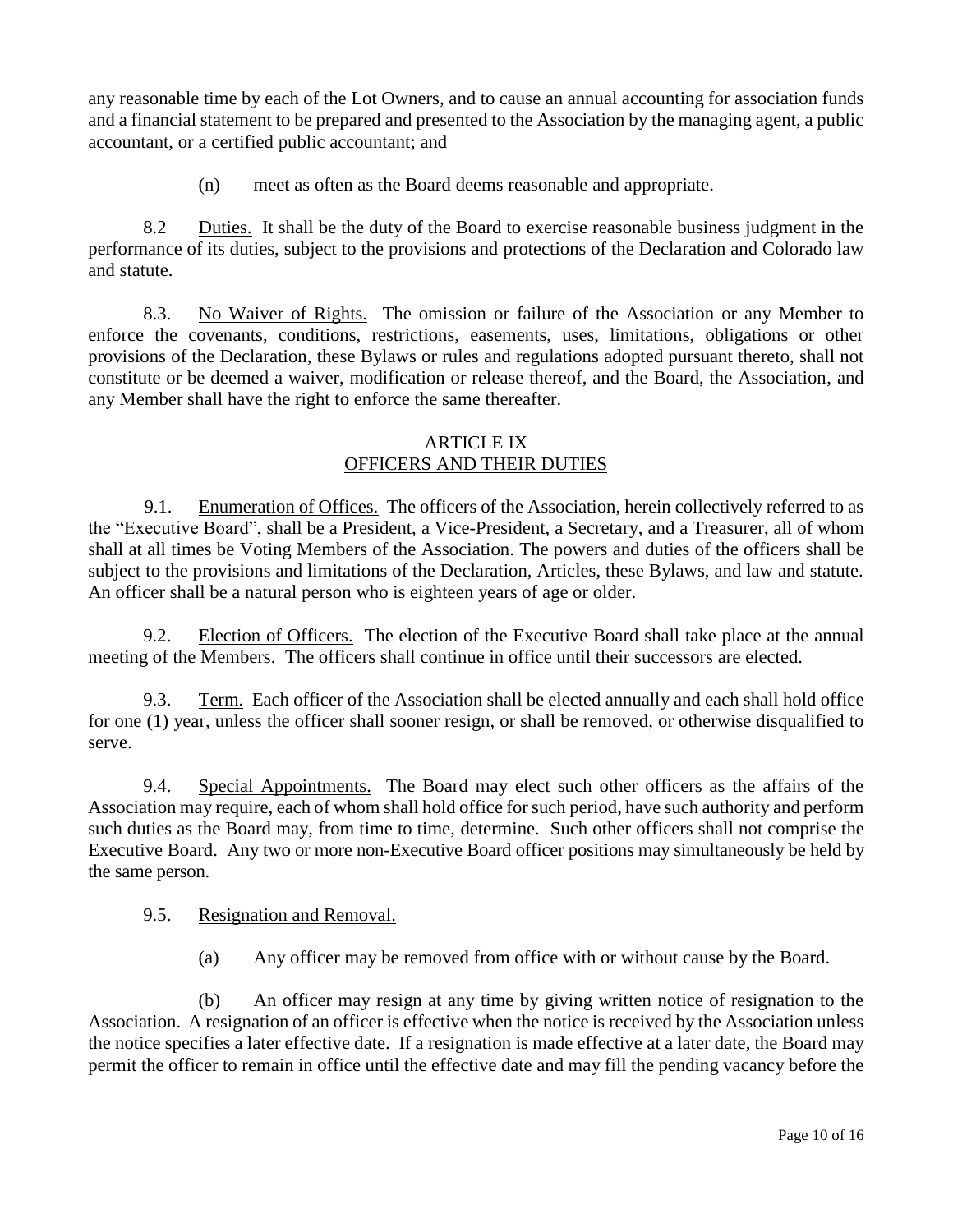any reasonable time by each of the Lot Owners, and to cause an annual accounting for association funds and a financial statement to be prepared and presented to the Association by the managing agent, a public accountant, or a certified public accountant; and

(n) meet as often as the Board deems reasonable and appropriate.

8.2 Duties. It shall be the duty of the Board to exercise reasonable business judgment in the performance of its duties, subject to the provisions and protections of the Declaration and Colorado law and statute.

8.3. No Waiver of Rights. The omission or failure of the Association or any Member to enforce the covenants, conditions, restrictions, easements, uses, limitations, obligations or other provisions of the Declaration, these Bylaws or rules and regulations adopted pursuant thereto, shall not constitute or be deemed a waiver, modification or release thereof, and the Board, the Association, and any Member shall have the right to enforce the same thereafter.

## ARTICLE IX
## OFFICERS AND THEIR DUTIES

9.1. Enumeration of Offices. The officers of the Association, herein collectively referred to as the "Executive Board", shall be a President, a Vice-President, a Secretary, and a Treasurer, all of whom shall at all times be Voting Members of the Association. The powers and duties of the officers shall be subject to the provisions and limitations of the Declaration, Articles, these Bylaws, and law and statute. An officer shall be a natural person who is eighteen years of age or older.

9.2. Election of Officers. The election of the Executive Board shall take place at the annual meeting of the Members. The officers shall continue in office until their successors are elected.

9.3. Term. Each officer of the Association shall be elected annually and each shall hold office for one (1) year, unless the officer shall sooner resign, or shall be removed, or otherwise disqualified to serve.

9.4. Special Appointments. The Board may elect such other officers as the affairs of the Association may require, each of whom shall hold office for such period, have such authority and perform such duties as the Board may, from time to time, determine. Such other officers shall not comprise the Executive Board. Any two or more non-Executive Board officer positions may simultaneously be held by the same person.

9.5. Resignation and Removal.

(a) Any officer may be removed from office with or without cause by the Board.

(b) An officer may resign at any time by giving written notice of resignation to the Association. A resignation of an officer is effective when the notice is received by the Association unless the notice specifies a later effective date. If a resignation is made effective at a later date, the Board may permit the officer to remain in office until the effective date and may fill the pending vacancy before the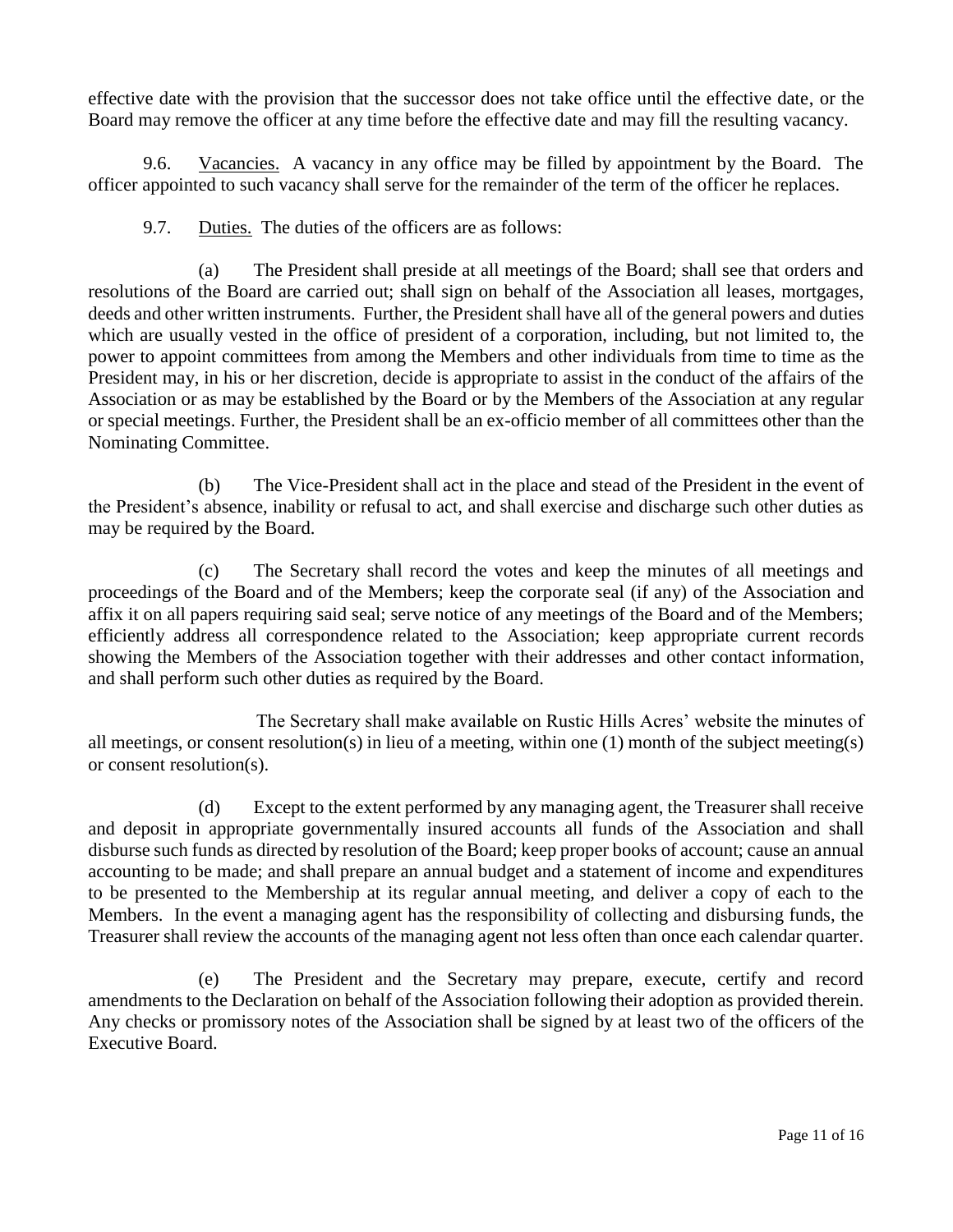effective date with the provision that the successor does not take office until the effective date, or the Board may remove the officer at any time before the effective date and may fill the resulting vacancy.

9.6. Vacancies. A vacancy in any office may be filled by appointment by the Board. The officer appointed to such vacancy shall serve for the remainder of the term of the officer he replaces.

9.7. Duties. The duties of the officers are as follows:

(a) The President shall preside at all meetings of the Board; shall see that orders and resolutions of the Board are carried out; shall sign on behalf of the Association all leases, mortgages, deeds and other written instruments. Further, the President shall have all of the general powers and duties which are usually vested in the office of president of a corporation, including, but not limited to, the power to appoint committees from among the Members and other individuals from time to time as the President may, in his or her discretion, decide is appropriate to assist in the conduct of the affairs of the Association or as may be established by the Board or by the Members of the Association at any regular or special meetings. Further, the President shall be an ex-officio member of all committees other than the Nominating Committee.

(b) The Vice-President shall act in the place and stead of the President in the event of the President's absence, inability or refusal to act, and shall exercise and discharge such other duties as may be required by the Board.

(c) The Secretary shall record the votes and keep the minutes of all meetings and proceedings of the Board and of the Members; keep the corporate seal (if any) of the Association and affix it on all papers requiring said seal; serve notice of any meetings of the Board and of the Members; efficiently address all correspondence related to the Association; keep appropriate current records showing the Members of the Association together with their addresses and other contact information, and shall perform such other duties as required by the Board.

The Secretary shall make available on Rustic Hills Acres' website the minutes of all meetings, or consent resolution(s) in lieu of a meeting, within one (1) month of the subject meeting(s) or consent resolution(s).

(d) Except to the extent performed by any managing agent, the Treasurer shall receive and deposit in appropriate governmentally insured accounts all funds of the Association and shall disburse such funds as directed by resolution of the Board; keep proper books of account; cause an annual accounting to be made; and shall prepare an annual budget and a statement of income and expenditures to be presented to the Membership at its regular annual meeting, and deliver a copy of each to the Members. In the event a managing agent has the responsibility of collecting and disbursing funds, the Treasurer shall review the accounts of the managing agent not less often than once each calendar quarter.

(e) The President and the Secretary may prepare, execute, certify and record amendments to the Declaration on behalf of the Association following their adoption as provided therein. Any checks or promissory notes of the Association shall be signed by at least two of the officers of the Executive Board.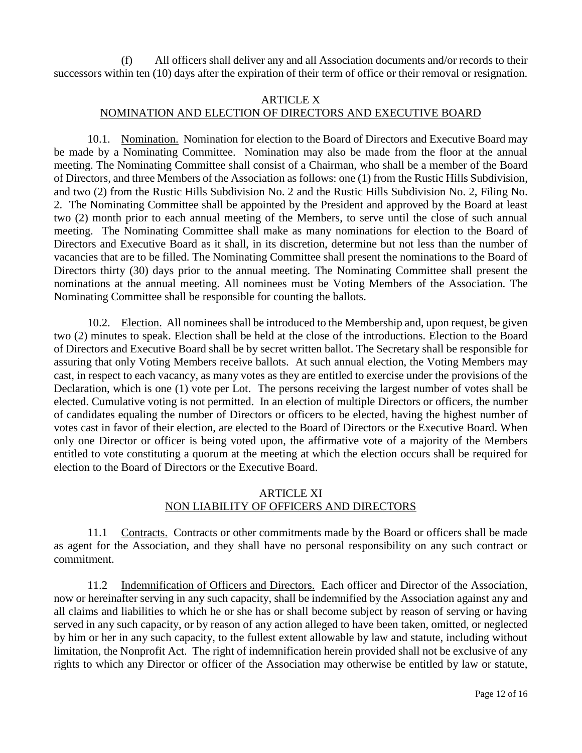(f) All officers shall deliver any and all Association documents and/or records to their successors within ten (10) days after the expiration of their term of office or their removal or resignation.

## ARTICLE X
## NOMINATION AND ELECTION OF DIRECTORS AND EXECUTIVE BOARD

10.1. Nomination. Nomination for election to the Board of Directors and Executive Board may be made by a Nominating Committee. Nomination may also be made from the floor at the annual meeting. The Nominating Committee shall consist of a Chairman, who shall be a member of the Board of Directors, and three Members of the Association as follows: one (1) from the Rustic Hills Subdivision, and two (2) from the Rustic Hills Subdivision No. 2 and the Rustic Hills Subdivision No. 2, Filing No. 2. The Nominating Committee shall be appointed by the President and approved by the Board at least two (2) month prior to each annual meeting of the Members, to serve until the close of such annual meeting. The Nominating Committee shall make as many nominations for election to the Board of Directors and Executive Board as it shall, in its discretion, determine but not less than the number of vacancies that are to be filled. The Nominating Committee shall present the nominations to the Board of Directors thirty (30) days prior to the annual meeting. The Nominating Committee shall present the nominations at the annual meeting. All nominees must be Voting Members of the Association. The Nominating Committee shall be responsible for counting the ballots.

10.2. Election. All nominees shall be introduced to the Membership and, upon request, be given two (2) minutes to speak. Election shall be held at the close of the introductions. Election to the Board of Directors and Executive Board shall be by secret written ballot. The Secretary shall be responsible for assuring that only Voting Members receive ballots. At such annual election, the Voting Members may cast, in respect to each vacancy, as many votes as they are entitled to exercise under the provisions of the Declaration, which is one (1) vote per Lot. The persons receiving the largest number of votes shall be elected. Cumulative voting is not permitted. In an election of multiple Directors or officers, the number of candidates equaling the number of Directors or officers to be elected, having the highest number of votes cast in favor of their election, are elected to the Board of Directors or the Executive Board. When only one Director or officer is being voted upon, the affirmative vote of a majority of the Members entitled to vote constituting a quorum at the meeting at which the election occurs shall be required for election to the Board of Directors or the Executive Board.

## ARTICLE XI
## NON LIABILITY OF OFFICERS AND DIRECTORS

11.1 Contracts. Contracts or other commitments made by the Board or officers shall be made as agent for the Association, and they shall have no personal responsibility on any such contract or commitment.

11.2 Indemnification of Officers and Directors. Each officer and Director of the Association, now or hereinafter serving in any such capacity, shall be indemnified by the Association against any and all claims and liabilities to which he or she has or shall become subject by reason of serving or having served in any such capacity, or by reason of any action alleged to have been taken, omitted, or neglected by him or her in any such capacity, to the fullest extent allowable by law and statute, including without limitation, the Nonprofit Act. The right of indemnification herein provided shall not be exclusive of any rights to which any Director or officer of the Association may otherwise be entitled by law or statute,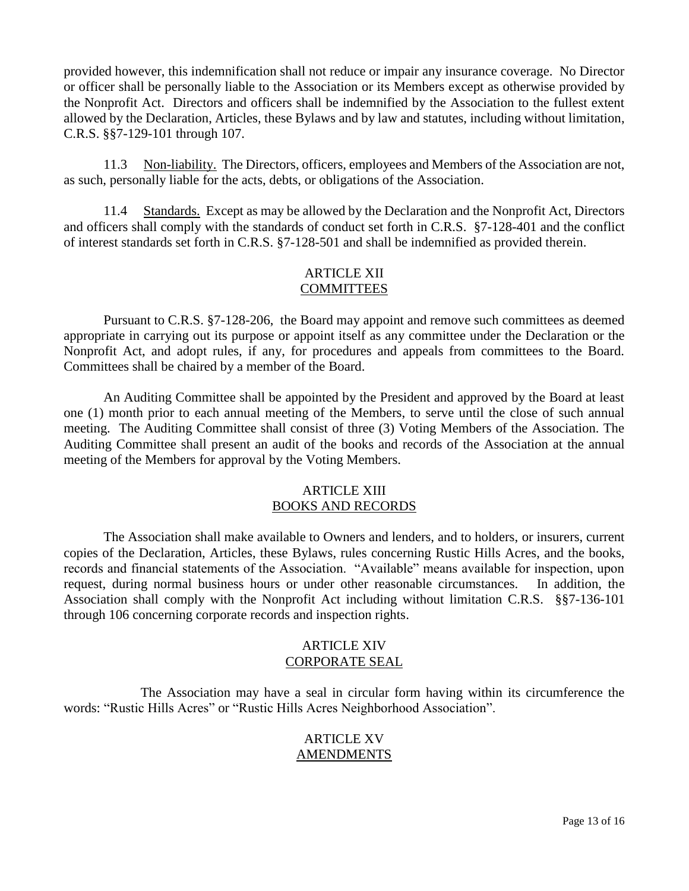provided however, this indemnification shall not reduce or impair any insurance coverage. No Director or officer shall be personally liable to the Association or its Members except as otherwise provided by the Nonprofit Act. Directors and officers shall be indemnified by the Association to the fullest extent allowed by the Declaration, Articles, these Bylaws and by law and statutes, including without limitation, C.R.S. §§7-129-101 through 107.

11.3 Non-liability. The Directors, officers, employees and Members of the Association are not, as such, personally liable for the acts, debts, or obligations of the Association.

11.4 Standards. Except as may be allowed by the Declaration and the Nonprofit Act, Directors and officers shall comply with the standards of conduct set forth in C.R.S. §7-128-401 and the conflict of interest standards set forth in C.R.S. §7-128-501 and shall be indemnified as provided therein.

## ARTICLE XII
## COMMITTEES

Pursuant to C.R.S. §7-128-206, the Board may appoint and remove such committees as deemed appropriate in carrying out its purpose or appoint itself as any committee under the Declaration or the Nonprofit Act, and adopt rules, if any, for procedures and appeals from committees to the Board. Committees shall be chaired by a member of the Board.

An Auditing Committee shall be appointed by the President and approved by the Board at least one (1) month prior to each annual meeting of the Members, to serve until the close of such annual meeting. The Auditing Committee shall consist of three (3) Voting Members of the Association. The Auditing Committee shall present an audit of the books and records of the Association at the annual meeting of the Members for approval by the Voting Members.

## ARTICLE XIII
## BOOKS AND RECORDS

The Association shall make available to Owners and lenders, and to holders, or insurers, current copies of the Declaration, Articles, these Bylaws, rules concerning Rustic Hills Acres, and the books, records and financial statements of the Association. "Available" means available for inspection, upon request, during normal business hours or under other reasonable circumstances. In addition, the Association shall comply with the Nonprofit Act including without limitation C.R.S. §§7-136-101 through 106 concerning corporate records and inspection rights.

## ARTICLE XIV
## CORPORATE SEAL

The Association may have a seal in circular form having within its circumference the words: "Rustic Hills Acres" or "Rustic Hills Acres Neighborhood Association".

## ARTICLE XV
## AMENDMENTS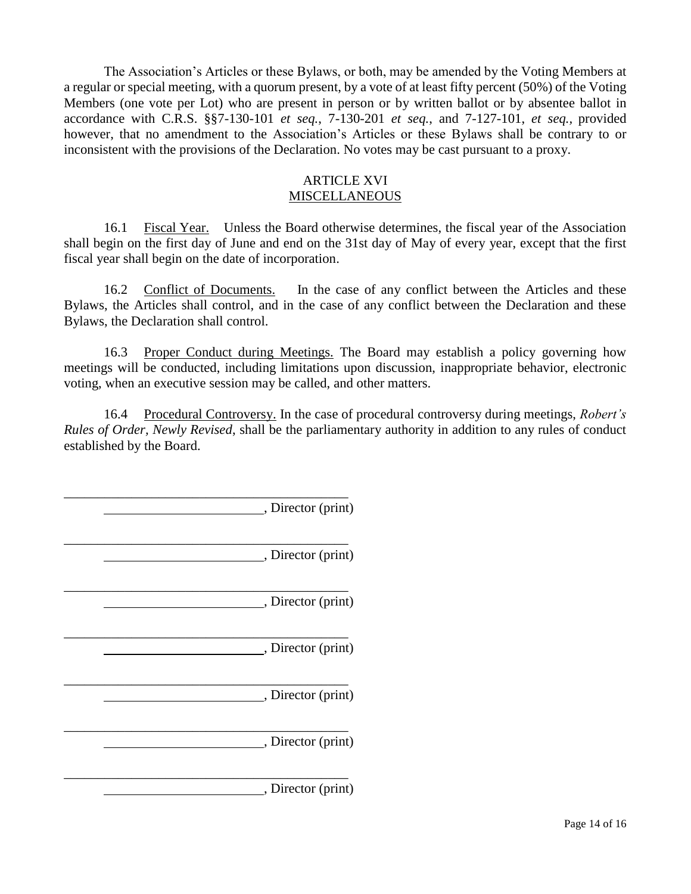The Association's Articles or these Bylaws, or both, may be amended by the Voting Members at a regular or special meeting, with a quorum present, by a vote of at least fifty percent (50%) of the Voting Members (one vote per Lot) who are present in person or by written ballot or by absentee ballot in accordance with C.R.S. §§7-130-101 *et seq.*, 7-130-201 *et seq.*, and 7-127-101, *et seq.*, provided however, that no amendment to the Association's Articles or these Bylaws shall be contrary to or inconsistent with the provisions of the Declaration. No votes may be cast pursuant to a proxy.

## ARTICLE XVI
## MISCELLANEOUS

16.1 Fiscal Year. Unless the Board otherwise determines, the fiscal year of the Association shall begin on the first day of June and end on the 31st day of May of every year, except that the first fiscal year shall begin on the date of incorporation.

16.2 Conflict of Documents. In the case of any conflict between the Articles and these Bylaws, the Articles shall control, and in the case of any conflict between the Declaration and these Bylaws, the Declaration shall control.

16.3 Proper Conduct during Meetings. The Board may establish a policy governing how meetings will be conducted, including limitations upon discussion, inappropriate behavior, electronic voting, when an executive session may be called, and other matters.

16.4 Procedural Controversy. In the case of procedural controversy during meetings, *Robert's Rules of Order, Newly Revised*, shall be the parliamentary authority in addition to any rules of conduct established by the Board.

______________________________________________
________________________, Director (print)

______________________________________________
________________________, Director (print)

______________________________________________
________________________, Director (print)

______________________________________________
________________________, Director (print)

______________________________________________
________________________, Director (print)

______________________________________________
________________________, Director (print)

______________________________________________
________________________, Director (print)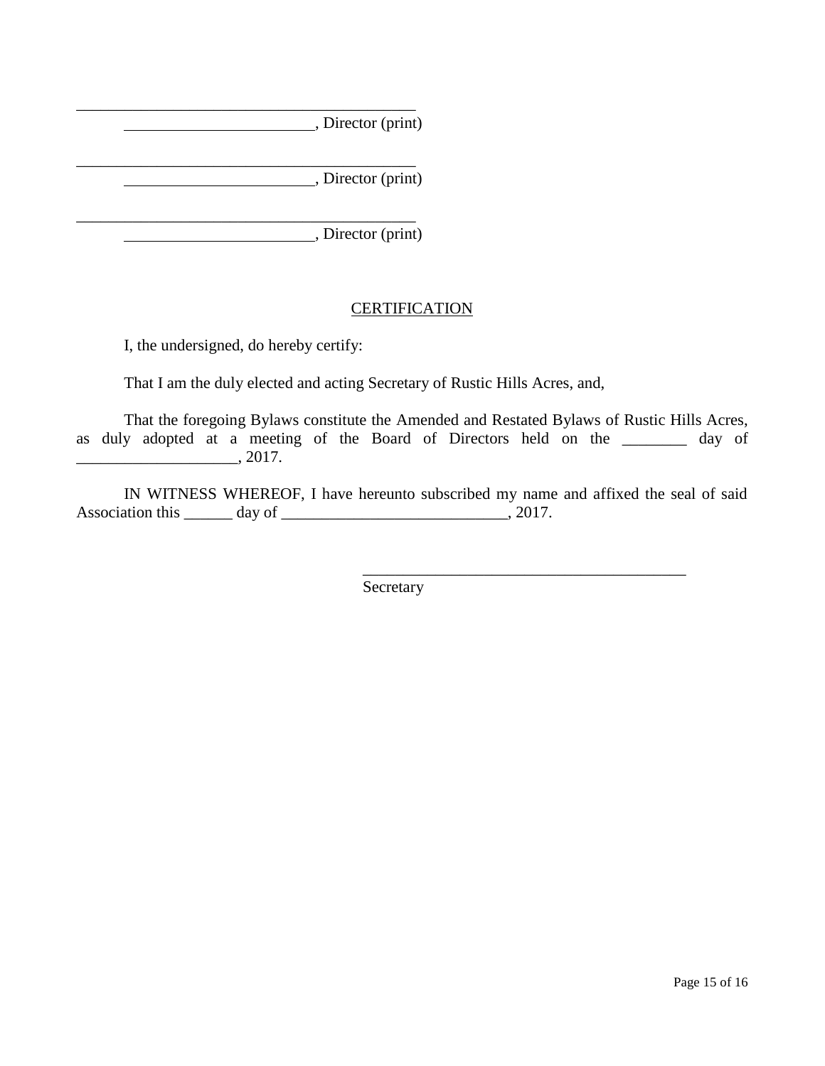\_\_\_\_\_\_\_\_\_\_\_\_\_\_\_\_\_\_\_\_\_\_\_\_\_\_\_\_\_\_\_\_\_\_\_\_\_\_\_\_\_\_\_\_

\_\_\_\_\_\_\_\_\_\_\_\_\_\_\_\_\_\_\_\_\_\_\_\_\_\_, Director (print)

\_\_\_\_\_\_\_\_\_\_\_\_\_\_\_\_\_\_\_\_\_\_\_\_\_\_\_\_\_\_\_\_\_\_\_\_\_\_\_\_\_\_\_\_

\_\_\_\_\_\_\_\_\_\_\_\_\_\_\_\_\_\_\_\_\_\_\_\_\_\_, Director (print)

\_\_\_\_\_\_\_\_\_\_\_\_\_\_\_\_\_\_\_\_\_\_\_\_\_\_\_\_\_\_\_\_\_\_\_\_\_\_\_\_\_\_\_\_

\_\_\_\_\_\_\_\_\_\_\_\_\_\_\_\_\_\_\_\_\_\_\_\_\_\_, Director (print)

## CERTIFICATION

I, the undersigned, do hereby certify:

That I am the duly elected and acting Secretary of Rustic Hills Acres, and,

That the foregoing Bylaws constitute the Amended and Restated Bylaws of Rustic Hills Acres, as duly adopted at a meeting of the Board of Directors held on the \_\_\_\_\_\_\_\_ day of \_\_\_\_\_\_\_\_\_\_\_\_\_\_\_\_\_\_\_\_, 2017.

IN WITNESS WHEREOF, I have hereunto subscribed my name and affixed the seal of said Association this \_\_\_\_\_\_ day of \_\_\_\_\_\_\_\_\_\_\_\_\_\_\_\_\_\_\_\_\_\_\_\_\_\_\_\_, 2017.

\_\_\_\_\_\_\_\_\_\_\_\_\_\_\_\_\_\_\_\_\_\_\_\_\_\_\_\_\_\_\_\_\_\_\_\_\_\_\_\_\_

Secretary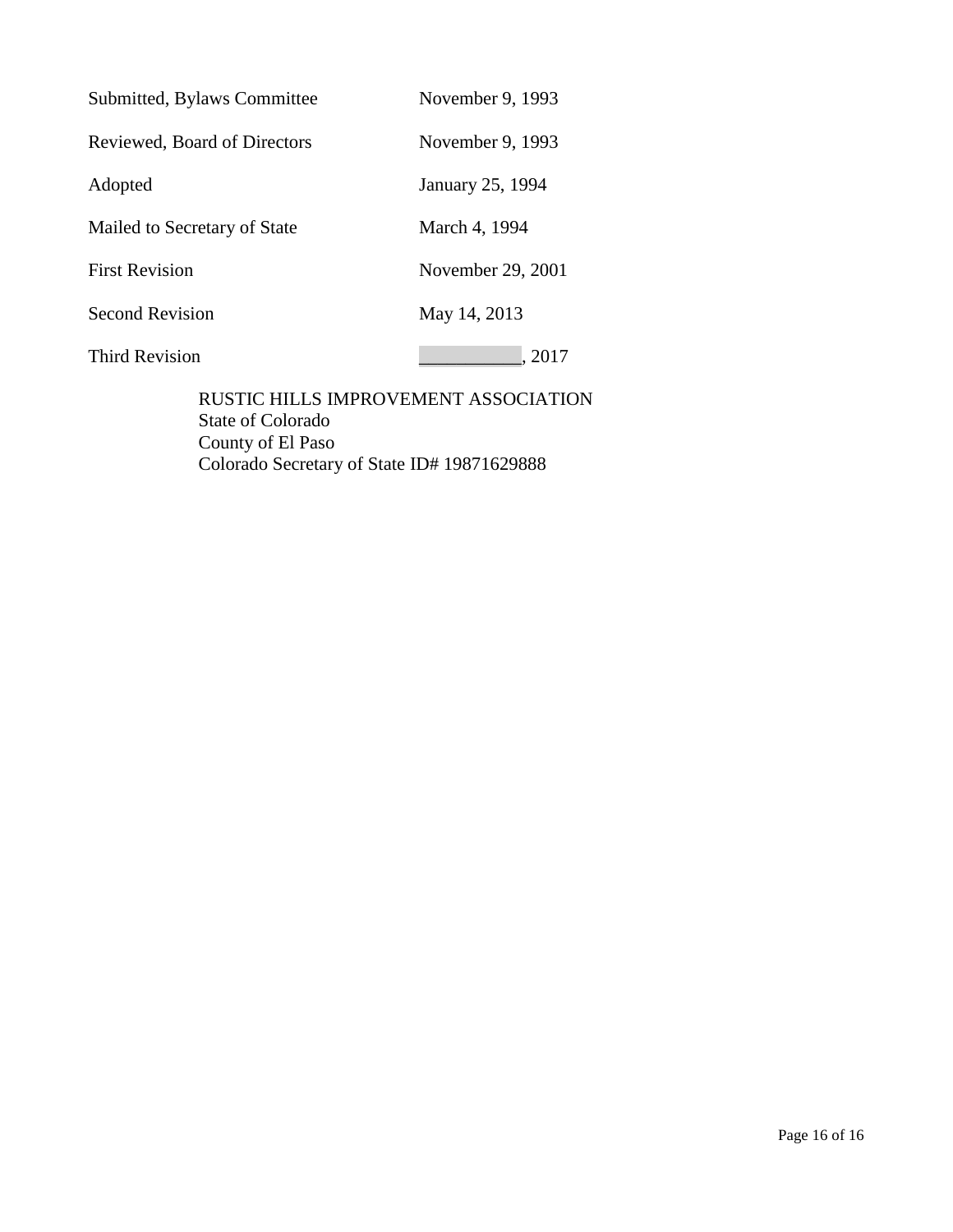| | |
|---|---|
| Submitted, Bylaws Committee | November 9, 1993 |
| Reviewed, Board of Directors | November 9, 1993 |
| Adopted | January 25, 1994 |
| Mailed to Secretary of State | March 4, 1994 |
| First Revision | November 29, 2001 |
| Second Revision | May 14, 2013 |
| Third Revision | ___________, 2017 |

RUSTIC HILLS IMPROVEMENT ASSOCIATION
State of Colorado
County of El Paso
Colorado Secretary of State ID# 19871629888